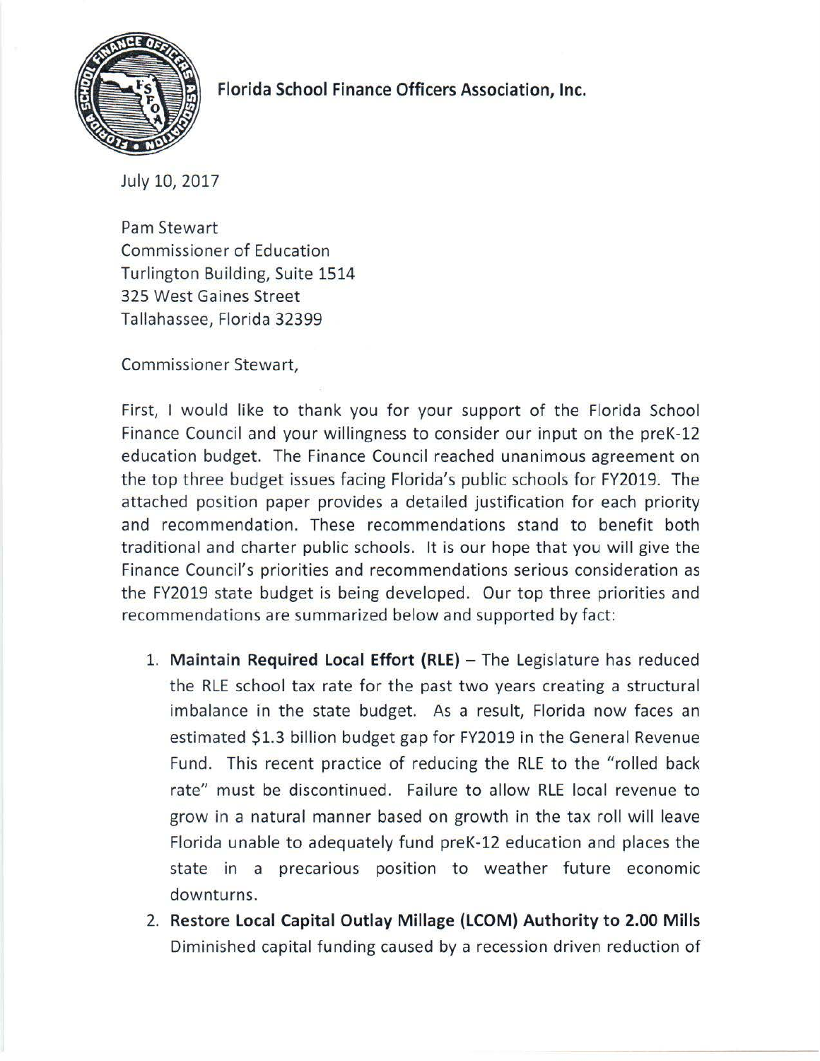**Florida School Finance Officers Association, Inc.**

July 10, 2017

Pam Stewart
Commissioner of Education
Turlington Building, Suite 1514
325 West Gaines Street
Tallahassee, Florida 32399

Commissioner Stewart,

First, I would like to thank you for your support of the Florida School Finance Council and your willingness to consider our input on the preK-12 education budget. The Finance Council reached unanimous agreement on the top three budget issues facing Florida's public schools for FY2019. The attached position paper provides a detailed justification for each priority and recommendation. These recommendations stand to benefit both traditional and charter public schools. It is our hope that you will give the Finance Council's priorities and recommendations serious consideration as the FY2019 state budget is being developed. Our top three priorities and recommendations are summarized below and supported by fact:

1. **Maintain Required Local Effort (RLE)** – The Legislature has reduced the RLE school tax rate for the past two years creating a structural imbalance in the state budget. As a result, Florida now faces an estimated $1.3 billion budget gap for FY2019 in the General Revenue Fund. This recent practice of reducing the RLE to the "rolled back rate" must be discontinued. Failure to allow RLE local revenue to grow in a natural manner based on growth in the tax roll will leave Florida unable to adequately fund preK-12 education and places the state in a precarious position to weather future economic downturns.
2. **Restore Local Capital Outlay Millage (LCOM) Authority to 2.00 Mills** Diminished capital funding caused by a recession driven reduction of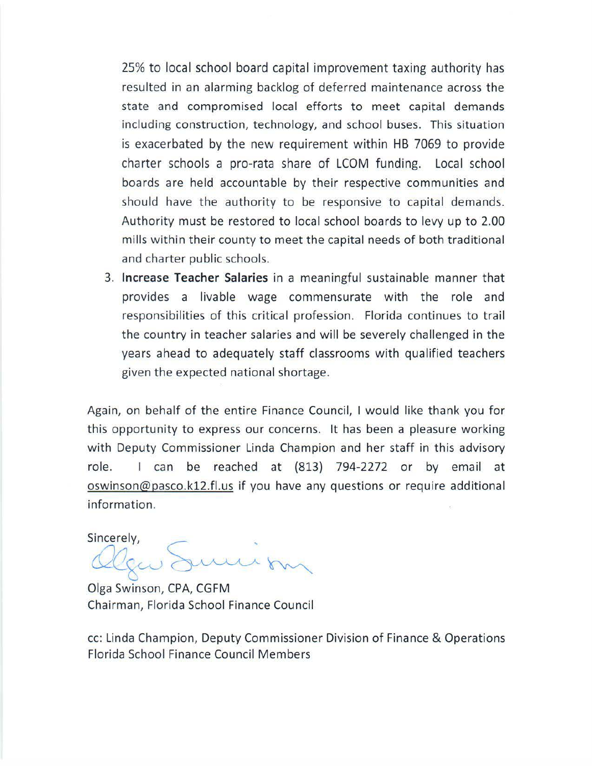25% to local school board capital improvement taxing authority has resulted in an alarming backlog of deferred maintenance across the state and compromised local efforts to meet capital demands including construction, technology, and school buses. This situation is exacerbated by the new requirement within HB 7069 to provide charter schools a pro-rata share of LCOM funding. Local school boards are held accountable by their respective communities and should have the authority to be responsive to capital demands. Authority must be restored to local school boards to levy up to 2.00 mills within their county to meet the capital needs of both traditional and charter public schools.

3. **Increase Teacher Salaries** in a meaningful sustainable manner that provides a livable wage commensurate with the role and responsibilities of this critical profession. Florida continues to trail the country in teacher salaries and will be severely challenged in the years ahead to adequately staff classrooms with qualified teachers given the expected national shortage.

Again, on behalf of the entire Finance Council, I would like thank you for this opportunity to express our concerns. It has been a pleasure working with Deputy Commissioner Linda Champion and her staff in this advisory role. I can be reached at (813) 794-2272 or by email at oswinson@pasco.k12.fl.us if you have any questions or require additional information.

Sincerely,

Olga Swinson, CPA, CGFM
Chairman, Florida School Finance Council

cc: Linda Champion, Deputy Commissioner Division of Finance & Operations
Florida School Finance Council Members